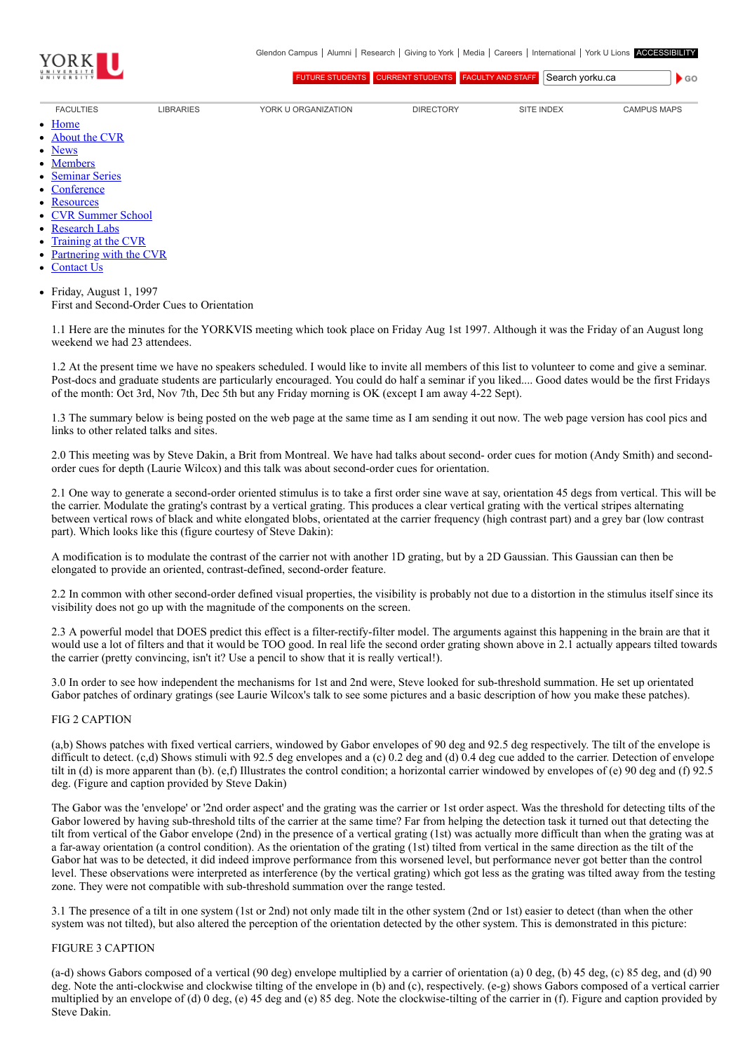YORK U UNIVERSITÉ UNIVERSITY

Glendon Campus | Alumni | Research | Giving to York | Media | Careers | International | York U Lions | ACCESSIBILITY

FUTURE STUDENTS | CURRENT STUDENTS | FACULTY AND STAFF | Search yorku.ca | GO

FACULTIES | LIBRARIES | YORK U ORGANIZATION | DIRECTORY | SITE INDEX | CAMPUS MAPS

- Home
- About the CVR
- News
- Members
- Seminar Series
- Conference
- Resources
- CVR Summer School
- Research Labs
- Training at the CVR
- Partnering with the CVR
- Contact Us

- Friday, August 1, 1997
  First and Second-Order Cues to Orientation

1.1 Here are the minutes for the YORKVIS meeting which took place on Friday Aug 1st 1997. Although it was the Friday of an August long weekend we had 23 attendees.

1.2 At the present time we have no speakers scheduled. I would like to invite all members of this list to volunteer to come and give a seminar. Post-docs and graduate students are particularly encouraged. You could do half a seminar if you liked.... Good dates would be the first Fridays of the month: Oct 3rd, Nov 7th, Dec 5th but any Friday morning is OK (except I am away 4-22 Sept).

1.3 The summary below is being posted on the web page at the same time as I am sending it out now. The web page version has cool pics and links to other related talks and sites.

2.0 This meeting was by Steve Dakin, a Brit from Montreal. We have had talks about second- order cues for motion (Andy Smith) and second-order cues for depth (Laurie Wilcox) and this talk was about second-order cues for orientation.

2.1 One way to generate a second-order oriented stimulus is to take a first order sine wave at say, orientation 45 degs from vertical. This will be the carrier. Modulate the grating's contrast by a vertical grating. This produces a clear vertical grating with the vertical stripes alternating between vertical rows of black and white elongated blobs, orientated at the carrier frequency (high contrast part) and a grey bar (low contrast part). Which looks like this (figure courtesy of Steve Dakin):

A modification is to modulate the contrast of the carrier not with another 1D grating, but by a 2D Gaussian. This Gaussian can then be elongated to provide an oriented, contrast-defined, second-order feature.

2.2 In common with other second-order defined visual properties, the visibility is probably not due to a distortion in the stimulus itself since its visibility does not go up with the magnitude of the components on the screen.

2.3 A powerful model that DOES predict this effect is a filter-rectify-filter model. The arguments against this happening in the brain are that it would use a lot of filters and that it would be TOO good. In real life the second order grating shown above in 2.1 actually appears tilted towards the carrier (pretty convincing, isn't it? Use a pencil to show that it is really vertical!).

3.0 In order to see how independent the mechanisms for 1st and 2nd were, Steve looked for sub-threshold summation. He set up orientated Gabor patches of ordinary gratings (see Laurie Wilcox's talk to see some pictures and a basic description of how you make these patches).

FIG 2 CAPTION

(a,b) Shows patches with fixed vertical carriers, windowed by Gabor envelopes of 90 deg and 92.5 deg respectively. The tilt of the envelope is difficult to detect. (c,d) Shows stimuli with 92.5 deg envelopes and a (c) 0.2 deg and (d) 0.4 deg cue added to the carrier. Detection of envelope tilt in (d) is more apparent than (b). (e,f) Illustrates the control condition; a horizontal carrier windowed by envelopes of (e) 90 deg and (f) 92.5 deg. (Figure and caption provided by Steve Dakin)

The Gabor was the 'envelope' or '2nd order aspect' and the grating was the carrier or 1st order aspect. Was the threshold for detecting tilts of the Gabor lowered by having sub-threshold tilts of the carrier at the same time? Far from helping the detection task it turned out that detecting the tilt from vertical of the Gabor envelope (2nd) in the presence of a vertical grating (1st) was actually more difficult than when the grating was at a far-away orientation (a control condition). As the orientation of the grating (1st) tilted from vertical in the same direction as the tilt of the Gabor hat was to be detected, it did indeed improve performance from this worsened level, but performance never got better than the control level. These observations were interpreted as interference (by the vertical grating) which got less as the grating was tilted away from the testing zone. They were not compatible with sub-threshold summation over the range tested.

3.1 The presence of a tilt in one system (1st or 2nd) not only made tilt in the other system (2nd or 1st) easier to detect (than when the other system was not tilted), but also altered the perception of the orientation detected by the other system. This is demonstrated in this picture:

FIGURE 3 CAPTION

(a-d) shows Gabors composed of a vertical (90 deg) envelope multiplied by a carrier of orientation (a) 0 deg, (b) 45 deg, (c) 85 deg, and (d) 90 deg. Note the anti-clockwise and clockwise tilting of the envelope in (b) and (c), respectively. (e-g) shows Gabors composed of a vertical carrier multiplied by an envelope of (d) 0 deg, (e) 45 deg and (e) 85 deg. Note the clockwise-tilting of the carrier in (f). Figure and caption provided by Steve Dakin.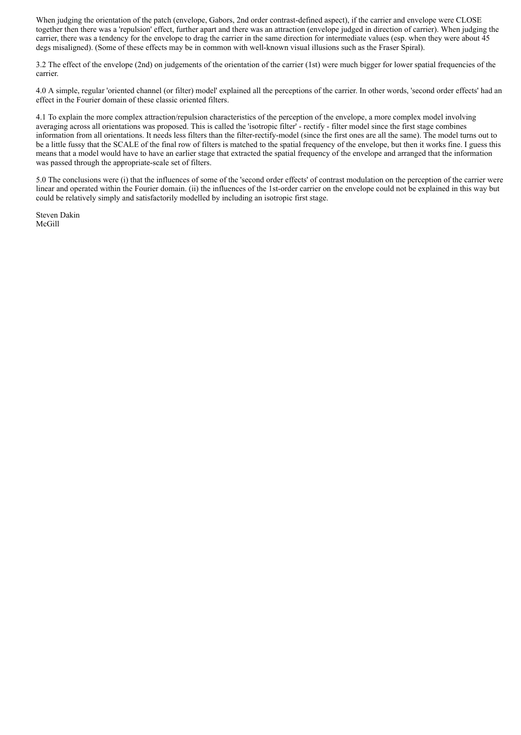When judging the orientation of the patch (envelope, Gabors, 2nd order contrast-defined aspect), if the carrier and envelope were CLOSE together then there was a 'repulsion' effect, further apart and there was an attraction (envelope judged in direction of carrier). When judging the carrier, there was a tendency for the envelope to drag the carrier in the same direction for intermediate values (esp. when they were about 45 degs misaligned). (Some of these effects may be in common with well-known visual illusions such as the Fraser Spiral).

3.2 The effect of the envelope (2nd) on judgements of the orientation of the carrier (1st) were much bigger for lower spatial frequencies of the carrier.

4.0 A simple, regular 'oriented channel (or filter) model' explained all the perceptions of the carrier. In other words, 'second order effects' had an effect in the Fourier domain of these classic oriented filters.

4.1 To explain the more complex attraction/repulsion characteristics of the perception of the envelope, a more complex model involving averaging across all orientations was proposed. This is called the 'isotropic filter' - rectify - filter model since the first stage combines information from all orientations. It needs less filters than the filter-rectify-model (since the first ones are all the same). The model turns out to be a little fussy that the SCALE of the final row of filters is matched to the spatial frequency of the envelope, but then it works fine. I guess this means that a model would have to have an earlier stage that extracted the spatial frequency of the envelope and arranged that the information was passed through the appropriate-scale set of filters.

5.0 The conclusions were (i) that the influences of some of the 'second order effects' of contrast modulation on the perception of the carrier were linear and operated within the Fourier domain. (ii) the influences of the 1st-order carrier on the envelope could not be explained in this way but could be relatively simply and satisfactorily modelled by including an isotropic first stage.

Steven Dakin
McGill